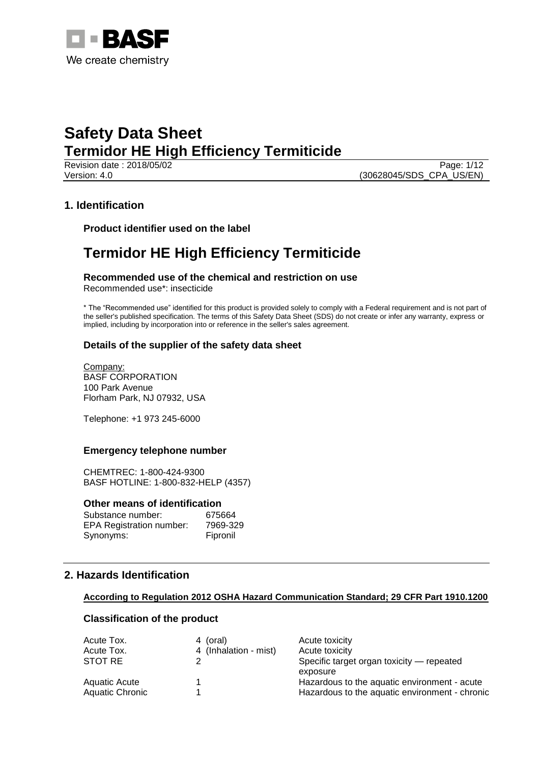BASF
We create chemistry

# Safety Data Sheet
# Termidor HE High Efficiency Termiticide

Revision date : 2018/05/02
Version: 4.0
(30628045/SDS_CPA_US/EN)

## 1. Identification

### Product identifier used on the label

# Termidor HE High Efficiency Termiticide

### Recommended use of the chemical and restriction on use

Recommended use*: insecticide

* The "Recommended use" identified for this product is provided solely to comply with a Federal requirement and is not part of the seller's published specification. The terms of this Safety Data Sheet (SDS) do not create or infer any warranty, express or implied, including by incorporation into or reference in the seller's sales agreement.

### Details of the supplier of the safety data sheet

Company:
BASF CORPORATION
100 Park Avenue
Florham Park, NJ 07932, USA

Telephone: +1 973 245-6000

### Emergency telephone number

CHEMTREC: 1-800-424-9300
BASF HOTLINE: 1-800-832-HELP (4357)

### Other means of identification

| | |
|---|---|
| Substance number: | 675664 |
| EPA Registration number: | 7969-329 |
| Synonyms: | Fipronil |

## 2. Hazards Identification

**According to Regulation 2012 OSHA Hazard Communication Standard; 29 CFR Part 1910.1200**

### Classification of the product

| | | |
|---|---|---|
| Acute Tox. | 4 (oral) | Acute toxicity |
| Acute Tox. | 4 (Inhalation - mist) | Acute toxicity |
| STOT RE | 2 | Specific target organ toxicity — repeated exposure |
| Aquatic Acute | 1 | Hazardous to the aquatic environment - acute |
| Aquatic Chronic | 1 | Hazardous to the aquatic environment - chronic |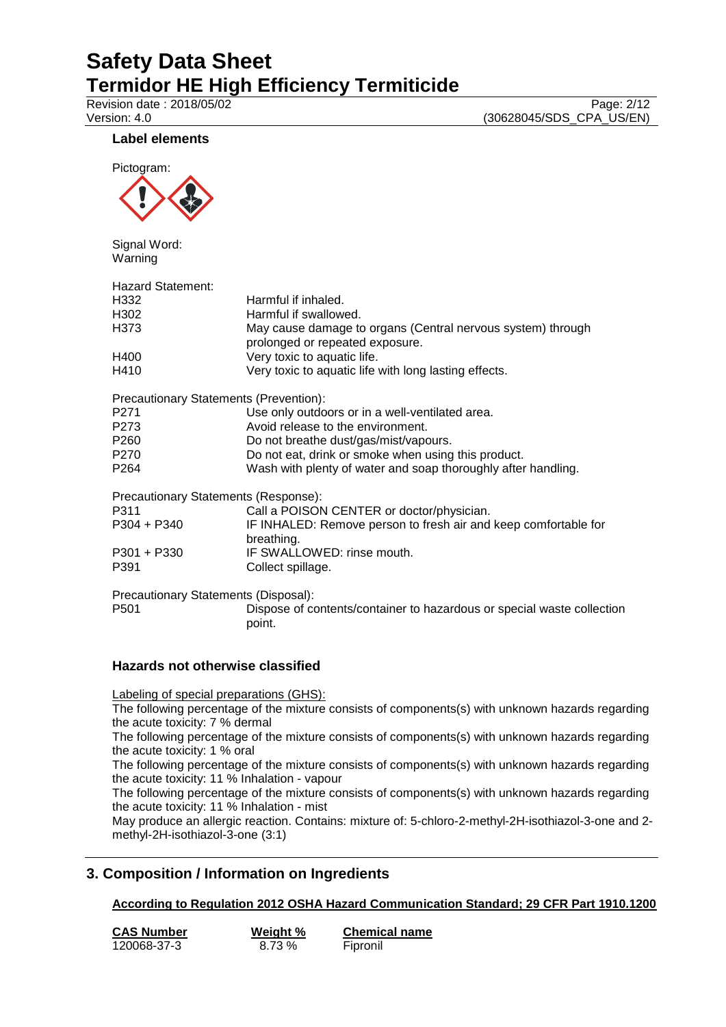### Label elements

Pictogram:

Signal Word:
Warning

Hazard Statement:

| | |
|---|---|
| H332 | Harmful if inhaled. |
| H302 | Harmful if swallowed. |
| H373 | May cause damage to organs (Central nervous system) through prolonged or repeated exposure. |
| H400 | Very toxic to aquatic life. |
| H410 | Very toxic to aquatic life with long lasting effects. |

Precautionary Statements (Prevention):

| | |
|---|---|
| P271 | Use only outdoors or in a well-ventilated area. |
| P273 | Avoid release to the environment. |
| P260 | Do not breathe dust/gas/mist/vapours. |
| P270 | Do not eat, drink or smoke when using this product. |
| P264 | Wash with plenty of water and soap thoroughly after handling. |

Precautionary Statements (Response):

| | |
|---|---|
| P311 | Call a POISON CENTER or doctor/physician. |
| P304 + P340 | IF INHALED: Remove person to fresh air and keep comfortable for breathing. |
| P301 + P330 | IF SWALLOWED: rinse mouth. |
| P391 | Collect spillage. |

Precautionary Statements (Disposal):

| | |
|---|---|
| P501 | Dispose of contents/container to hazardous or special waste collection point. |

### Hazards not otherwise classified

Labeling of special preparations (GHS):

The following percentage of the mixture consists of components(s) with unknown hazards regarding the acute toxicity: 7 % dermal

The following percentage of the mixture consists of components(s) with unknown hazards regarding the acute toxicity: 1 % oral

The following percentage of the mixture consists of components(s) with unknown hazards regarding the acute toxicity: 11 % Inhalation - vapour

The following percentage of the mixture consists of components(s) with unknown hazards regarding the acute toxicity: 11 % Inhalation - mist

May produce an allergic reaction. Contains: mixture of: 5-chloro-2-methyl-2H-isothiazol-3-one and 2-methyl-2H-isothiazol-3-one (3:1)

## 3. Composition / Information on Ingredients

**According to Regulation 2012 OSHA Hazard Communication Standard; 29 CFR Part 1910.1200**

| CAS Number | Weight % | Chemical name |
|---|---|---|
| 120068-37-3 | 8.73 % | Fipronil |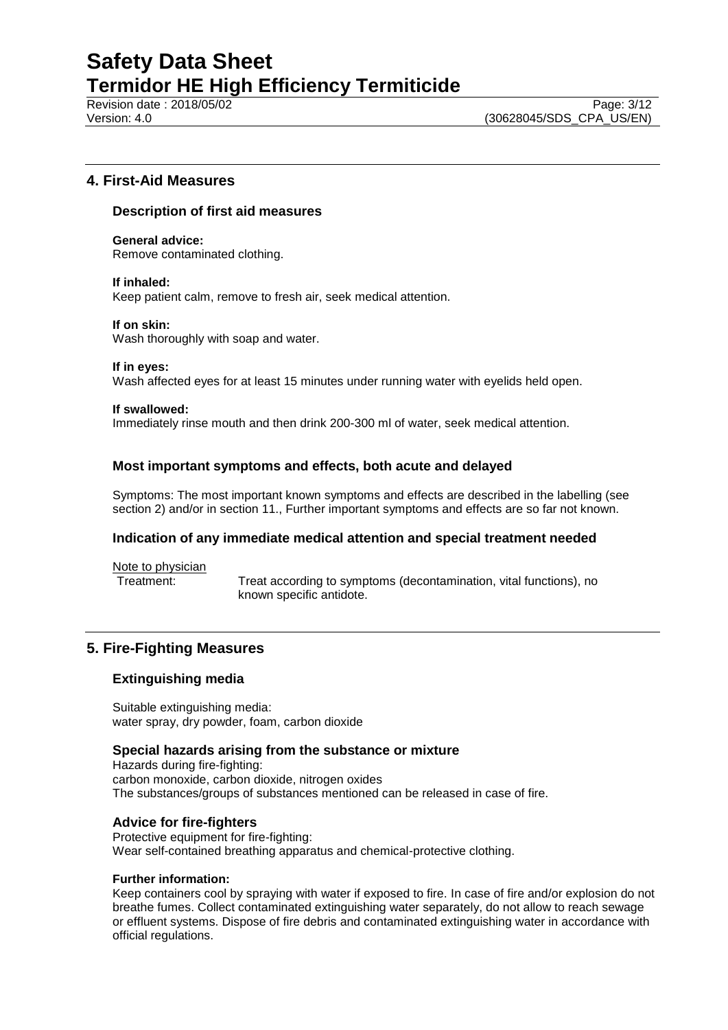## 4. First-Aid Measures

### Description of first aid measures

**General advice:**
Remove contaminated clothing.

**If inhaled:**
Keep patient calm, remove to fresh air, seek medical attention.

**If on skin:**
Wash thoroughly with soap and water.

**If in eyes:**
Wash affected eyes for at least 15 minutes under running water with eyelids held open.

**If swallowed:**
Immediately rinse mouth and then drink 200-300 ml of water, seek medical attention.

### Most important symptoms and effects, both acute and delayed

Symptoms: The most important known symptoms and effects are described in the labelling (see section 2) and/or in section 11., Further important symptoms and effects are so far not known.

### Indication of any immediate medical attention and special treatment needed

Note to physician

Treatment: Treat according to symptoms (decontamination, vital functions), no known specific antidote.

## 5. Fire-Fighting Measures

### Extinguishing media

Suitable extinguishing media:
water spray, dry powder, foam, carbon dioxide

### Special hazards arising from the substance or mixture

Hazards during fire-fighting:
carbon monoxide, carbon dioxide, nitrogen oxides
The substances/groups of substances mentioned can be released in case of fire.

### Advice for fire-fighters

Protective equipment for fire-fighting:
Wear self-contained breathing apparatus and chemical-protective clothing.

**Further information:**
Keep containers cool by spraying with water if exposed to fire. In case of fire and/or explosion do not breathe fumes. Collect contaminated extinguishing water separately, do not allow to reach sewage or effluent systems. Dispose of fire debris and contaminated extinguishing water in accordance with official regulations.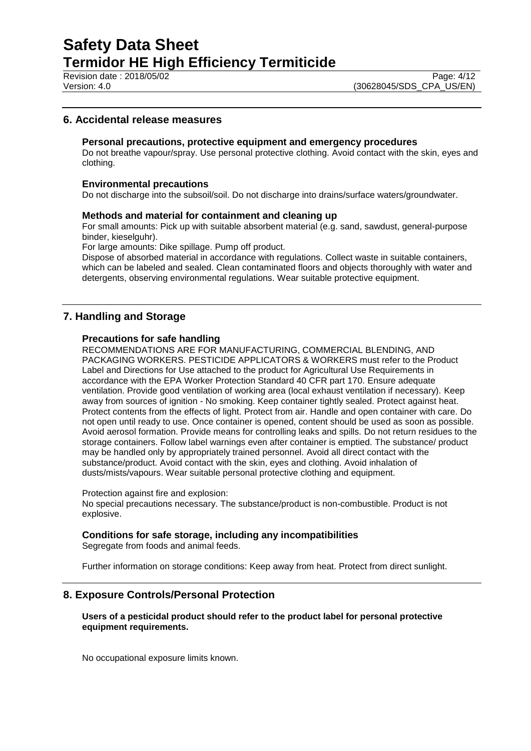## 6. Accidental release measures

### Personal precautions, protective equipment and emergency procedures

Do not breathe vapour/spray. Use personal protective clothing. Avoid contact with the skin, eyes and clothing.

### Environmental precautions

Do not discharge into the subsoil/soil. Do not discharge into drains/surface waters/groundwater.

### Methods and material for containment and cleaning up

For small amounts: Pick up with suitable absorbent material (e.g. sand, sawdust, general-purpose binder, kieselguhr).

For large amounts: Dike spillage. Pump off product.

Dispose of absorbed material in accordance with regulations. Collect waste in suitable containers, which can be labeled and sealed. Clean contaminated floors and objects thoroughly with water and detergents, observing environmental regulations. Wear suitable protective equipment.

## 7. Handling and Storage

### Precautions for safe handling

RECOMMENDATIONS ARE FOR MANUFACTURING, COMMERCIAL BLENDING, AND PACKAGING WORKERS. PESTICIDE APPLICATORS & WORKERS must refer to the Product Label and Directions for Use attached to the product for Agricultural Use Requirements in accordance with the EPA Worker Protection Standard 40 CFR part 170. Ensure adequate ventilation. Provide good ventilation of working area (local exhaust ventilation if necessary). Keep away from sources of ignition - No smoking. Keep container tightly sealed. Protect against heat. Protect contents from the effects of light. Protect from air. Handle and open container with care. Do not open until ready to use. Once container is opened, content should be used as soon as possible. Avoid aerosol formation. Provide means for controlling leaks and spills. Do not return residues to the storage containers. Follow label warnings even after container is emptied. The substance/ product may be handled only by appropriately trained personnel. Avoid all direct contact with the substance/product. Avoid contact with the skin, eyes and clothing. Avoid inhalation of dusts/mists/vapours. Wear suitable personal protective clothing and equipment.

Protection against fire and explosion:

No special precautions necessary. The substance/product is non-combustible. Product is not explosive.

### Conditions for safe storage, including any incompatibilities

Segregate from foods and animal feeds.

Further information on storage conditions: Keep away from heat. Protect from direct sunlight.

## 8. Exposure Controls/Personal Protection

**Users of a pesticidal product should refer to the product label for personal protective equipment requirements.**

No occupational exposure limits known.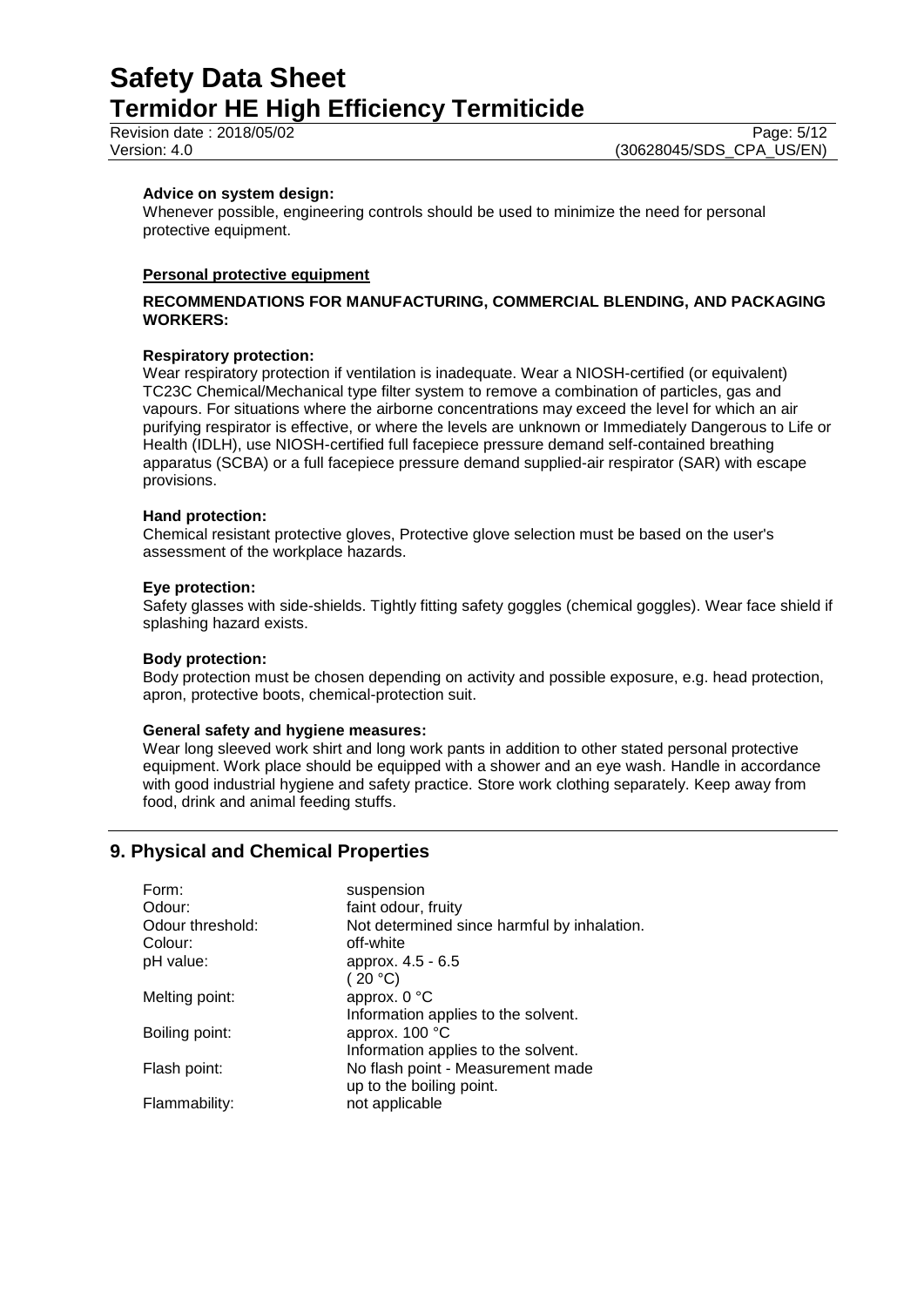**Advice on system design:**
Whenever possible, engineering controls should be used to minimize the need for personal protective equipment.

**Personal protective equipment**

**RECOMMENDATIONS FOR MANUFACTURING, COMMERCIAL BLENDING, AND PACKAGING WORKERS:**

**Respiratory protection:**
Wear respiratory protection if ventilation is inadequate. Wear a NIOSH-certified (or equivalent) TC23C Chemical/Mechanical type filter system to remove a combination of particles, gas and vapours. For situations where the airborne concentrations may exceed the level for which an air purifying respirator is effective, or where the levels are unknown or Immediately Dangerous to Life or Health (IDLH), use NIOSH-certified full facepiece pressure demand self-contained breathing apparatus (SCBA) or a full facepiece pressure demand supplied-air respirator (SAR) with escape provisions.

**Hand protection:**
Chemical resistant protective gloves, Protective glove selection must be based on the user's assessment of the workplace hazards.

**Eye protection:**
Safety glasses with side-shields. Tightly fitting safety goggles (chemical goggles). Wear face shield if splashing hazard exists.

**Body protection:**
Body protection must be chosen depending on activity and possible exposure, e.g. head protection, apron, protective boots, chemical-protection suit.

**General safety and hygiene measures:**
Wear long sleeved work shirt and long work pants in addition to other stated personal protective equipment. Work place should be equipped with a shower and an eye wash. Handle in accordance with good industrial hygiene and safety practice. Store work clothing separately. Keep away from food, drink and animal feeding stuffs.

## 9. Physical and Chemical Properties

| | |
|---|---|
| Form: | suspension |
| Odour: | faint odour, fruity |
| Odour threshold: | Not determined since harmful by inhalation. |
| Colour: | off-white |
| pH value: | approx. 4.5 - 6.5 ( 20 °C) |
| Melting point: | approx. 0 °C Information applies to the solvent. |
| Boiling point: | approx. 100 °C Information applies to the solvent. |
| Flash point: | No flash point - Measurement made up to the boiling point. |
| Flammability: | not applicable |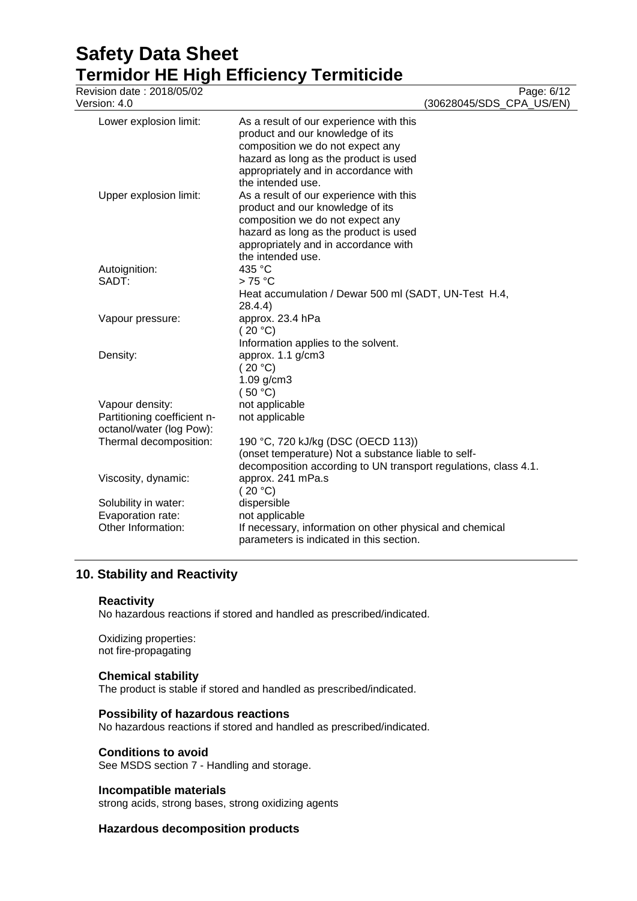| | |
|---|---|
| Lower explosion limit: | As a result of our experience with this product and our knowledge of its composition we do not expect any hazard as long as the product is used appropriately and in accordance with the intended use. |
| Upper explosion limit: | As a result of our experience with this product and our knowledge of its composition we do not expect any hazard as long as the product is used appropriately and in accordance with the intended use. |
| Autoignition: | 435 °C |
| SADT: | > 75 °C<br>Heat accumulation / Dewar 500 ml (SADT, UN-Test H.4, 28.4.4) |
| Vapour pressure: | approx. 23.4 hPa<br>( 20 °C)<br>Information applies to the solvent. |
| Density: | approx. 1.1 g/cm3<br>( 20 °C)<br>1.09 g/cm3<br>( 50 °C) |
| Vapour density: | not applicable |
| Partitioning coefficient n-octanol/water (log Pow): | not applicable |
| Thermal decomposition: | 190 °C, 720 kJ/kg (DSC (OECD 113))<br>(onset temperature) Not a substance liable to self-decomposition according to UN transport regulations, class 4.1. |
| Viscosity, dynamic: | approx. 241 mPa.s<br>( 20 °C) |
| Solubility in water: | dispersible |
| Evaporation rate: | not applicable |
| Other Information: | If necessary, information on other physical and chemical parameters is indicated in this section. |

## 10. Stability and Reactivity

### Reactivity

No hazardous reactions if stored and handled as prescribed/indicated.

Oxidizing properties:
not fire-propagating

### Chemical stability

The product is stable if stored and handled as prescribed/indicated.

### Possibility of hazardous reactions

No hazardous reactions if stored and handled as prescribed/indicated.

### Conditions to avoid

See MSDS section 7 - Handling and storage.

### Incompatible materials

strong acids, strong bases, strong oxidizing agents

### Hazardous decomposition products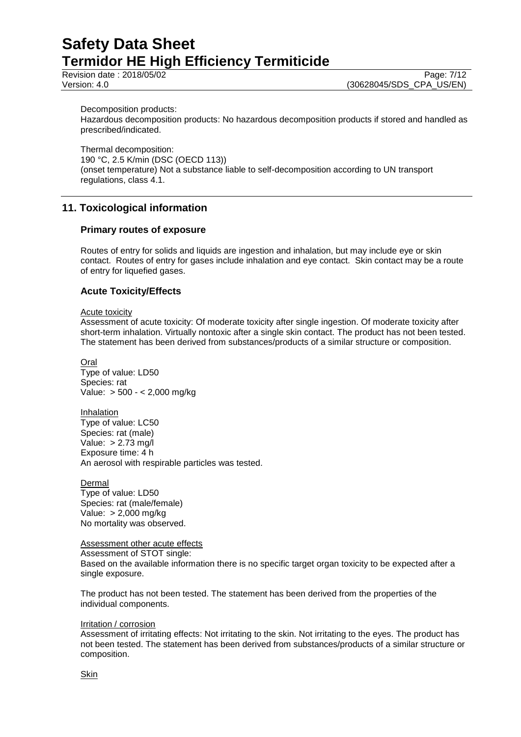Decomposition products:
Hazardous decomposition products: No hazardous decomposition products if stored and handled as prescribed/indicated.

Thermal decomposition:
190 °C, 2.5 K/min (DSC (OECD 113))
(onset temperature) Not a substance liable to self-decomposition according to UN transport regulations, class 4.1.

## 11. Toxicological information

### Primary routes of exposure

Routes of entry for solids and liquids are ingestion and inhalation, but may include eye or skin contact. Routes of entry for gases include inhalation and eye contact. Skin contact may be a route of entry for liquefied gases.

### Acute Toxicity/Effects

Acute toxicity
Assessment of acute toxicity: Of moderate toxicity after single ingestion. Of moderate toxicity after short-term inhalation. Virtually nontoxic after a single skin contact. The product has not been tested. The statement has been derived from substances/products of a similar structure or composition.

Oral
Type of value: LD50
Species: rat
Value: > 500 - < 2,000 mg/kg

Inhalation
Type of value: LC50
Species: rat (male)
Value: > 2.73 mg/l
Exposure time: 4 h
An aerosol with respirable particles was tested.

Dermal
Type of value: LD50
Species: rat (male/female)
Value: > 2,000 mg/kg
No mortality was observed.

Assessment other acute effects
Assessment of STOT single:
Based on the available information there is no specific target organ toxicity to be expected after a single exposure.

The product has not been tested. The statement has been derived from the properties of the individual components.

Irritation / corrosion
Assessment of irritating effects: Not irritating to the skin. Not irritating to the eyes. The product has not been tested. The statement has been derived from substances/products of a similar structure or composition.

Skin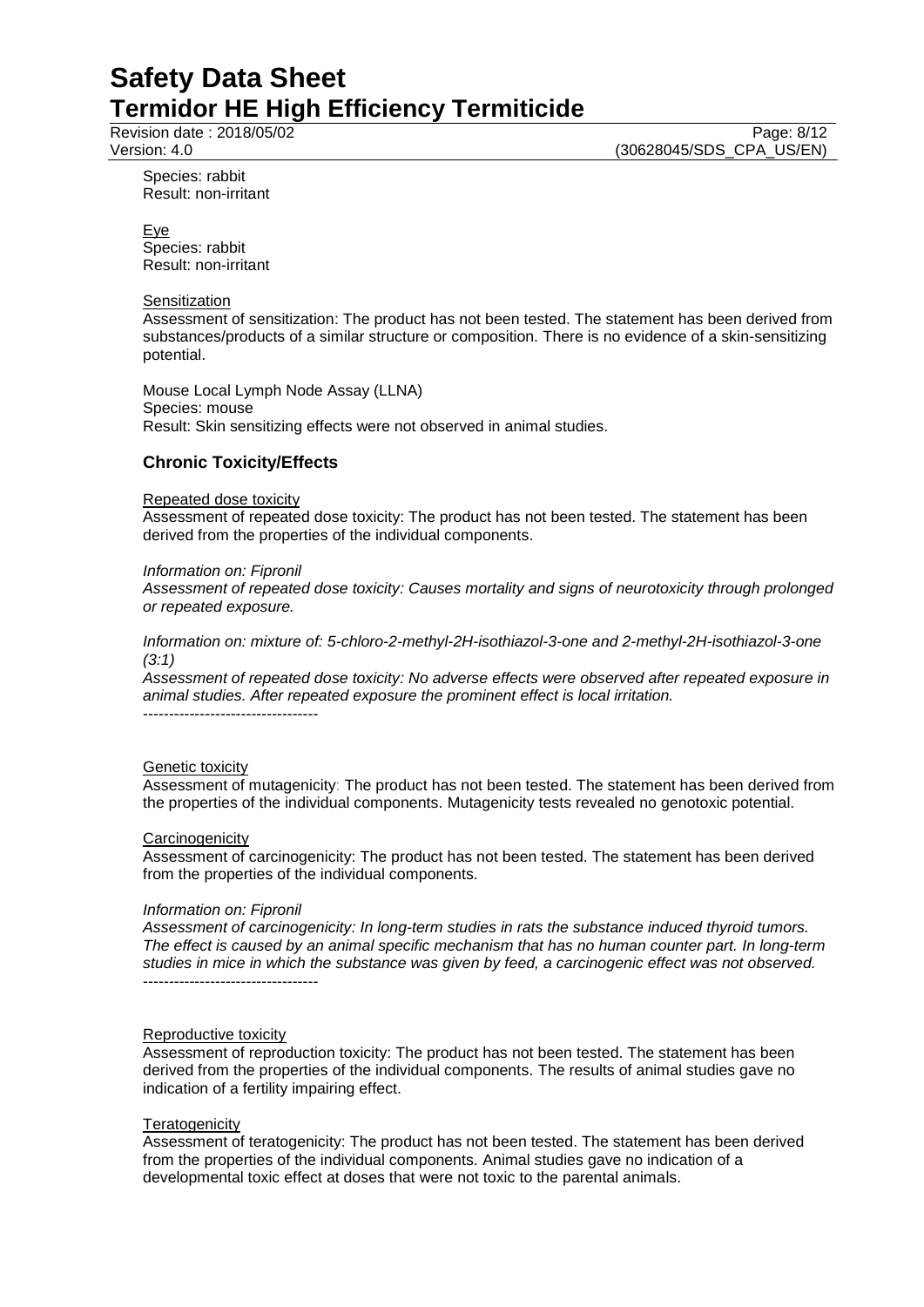Species: rabbit
Result: non-irritant

<u>Eye</u>
Species: rabbit
Result: non-irritant

<u>Sensitization</u>
Assessment of sensitization: The product has not been tested. The statement has been derived from substances/products of a similar structure or composition. There is no evidence of a skin-sensitizing potential.

Mouse Local Lymph Node Assay (LLNA)
Species: mouse
Result: Skin sensitizing effects were not observed in animal studies.

### Chronic Toxicity/Effects

<u>Repeated dose toxicity</u>
Assessment of repeated dose toxicity: The product has not been tested. The statement has been derived from the properties of the individual components.

*Information on: Fipronil*
*Assessment of repeated dose toxicity: Causes mortality and signs of neurotoxicity through prolonged or repeated exposure.*

*Information on: mixture of: 5-chloro-2-methyl-2H-isothiazol-3-one and 2-methyl-2H-isothiazol-3-one (3:1)*
*Assessment of repeated dose toxicity: No adverse effects were observed after repeated exposure in animal studies. After repeated exposure the prominent effect is local irritation.*
----------------------------------

<u>Genetic toxicity</u>
Assessment of mutagenicity: The product has not been tested. The statement has been derived from the properties of the individual components. Mutagenicity tests revealed no genotoxic potential.

<u>Carcinogenicity</u>
Assessment of carcinogenicity: The product has not been tested. The statement has been derived from the properties of the individual components.

*Information on: Fipronil*
*Assessment of carcinogenicity: In long-term studies in rats the substance induced thyroid tumors. The effect is caused by an animal specific mechanism that has no human counter part. In long-term studies in mice in which the substance was given by feed, a carcinogenic effect was not observed.*
----------------------------------

<u>Reproductive toxicity</u>
Assessment of reproduction toxicity: The product has not been tested. The statement has been derived from the properties of the individual components. The results of animal studies gave no indication of a fertility impairing effect.

<u>Teratogenicity</u>
Assessment of teratogenicity: The product has not been tested. The statement has been derived from the properties of the individual components. Animal studies gave no indication of a developmental toxic effect at doses that were not toxic to the parental animals.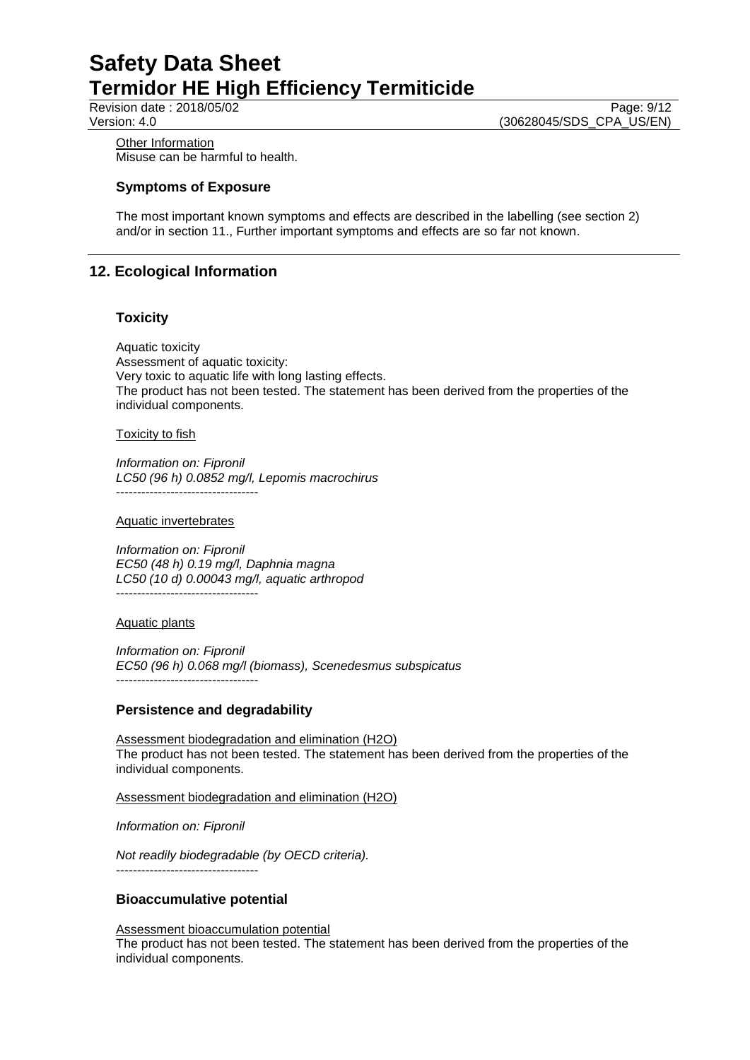Other Information
Misuse can be harmful to health.

### Symptoms of Exposure

The most important known symptoms and effects are described in the labelling (see section 2) and/or in section 11., Further important symptoms and effects are so far not known.

## 12. Ecological Information

### Toxicity

Aquatic toxicity
Assessment of aquatic toxicity:
Very toxic to aquatic life with long lasting effects.
The product has not been tested. The statement has been derived from the properties of the individual components.

Toxicity to fish

*Information on: Fipronil*
*LC50 (96 h) 0.0852 mg/l, Lepomis macrochirus*
----------------------------------

Aquatic invertebrates

*Information on: Fipronil*
*EC50 (48 h) 0.19 mg/l, Daphnia magna*
*LC50 (10 d) 0.00043 mg/l, aquatic arthropod*
----------------------------------

Aquatic plants

*Information on: Fipronil*
*EC50 (96 h) 0.068 mg/l (biomass), Scenedesmus subspicatus*
----------------------------------

### Persistence and degradability

Assessment biodegradation and elimination (H2O)
The product has not been tested. The statement has been derived from the properties of the individual components.

Assessment biodegradation and elimination (H2O)

*Information on: Fipronil*

*Not readily biodegradable (by OECD criteria).*
----------------------------------

### Bioaccumulative potential

Assessment bioaccumulation potential
The product has not been tested. The statement has been derived from the properties of the individual components.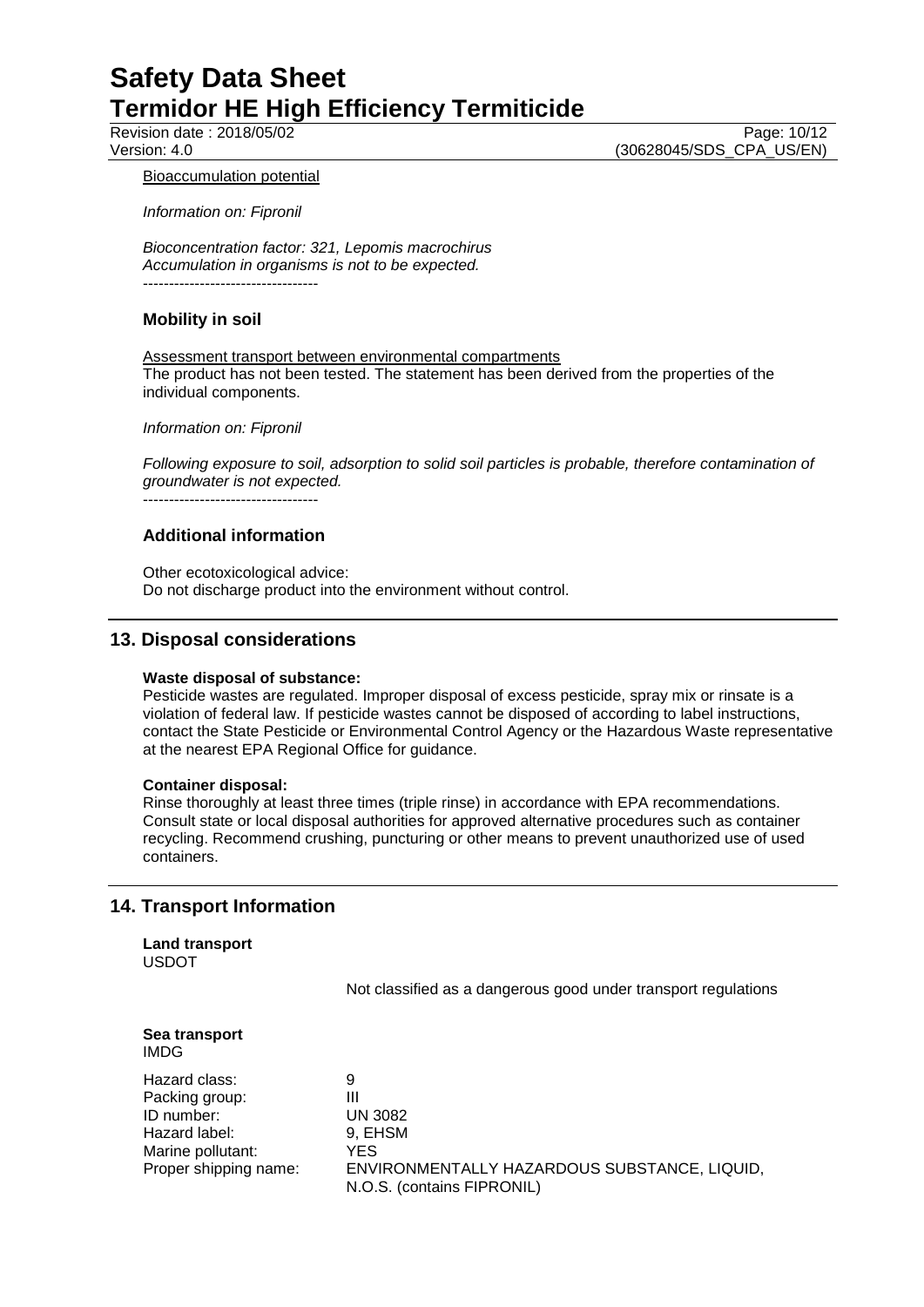Bioaccumulation potential

*Information on: Fipronil*

*Bioconcentration factor: 321, Lepomis macrochirus*
*Accumulation in organisms is not to be expected.*
----------------------------------

### Mobility in soil

Assessment transport between environmental compartments
The product has not been tested. The statement has been derived from the properties of the individual components.

*Information on: Fipronil*

*Following exposure to soil, adsorption to solid soil particles is probable, therefore contamination of groundwater is not expected.*
----------------------------------

### Additional information

Other ecotoxicological advice:
Do not discharge product into the environment without control.

## 13. Disposal considerations

**Waste disposal of substance:**
Pesticide wastes are regulated. Improper disposal of excess pesticide, spray mix or rinsate is a violation of federal law. If pesticide wastes cannot be disposed of according to label instructions, contact the State Pesticide or Environmental Control Agency or the Hazardous Waste representative at the nearest EPA Regional Office for guidance.

**Container disposal:**
Rinse thoroughly at least three times (triple rinse) in accordance with EPA recommendations. Consult state or local disposal authorities for approved alternative procedures such as container recycling. Recommend crushing, puncturing or other means to prevent unauthorized use of used containers.

## 14. Transport Information

**Land transport**
USDOT

Not classified as a dangerous good under transport regulations

**Sea transport**
IMDG

| | |
|---|---|
| Hazard class: | 9 |
| Packing group: | III |
| ID number: | UN 3082 |
| Hazard label: | 9, EHSM |
| Marine pollutant: | YES |
| Proper shipping name: | ENVIRONMENTALLY HAZARDOUS SUBSTANCE, LIQUID, N.O.S. (contains FIPRONIL) |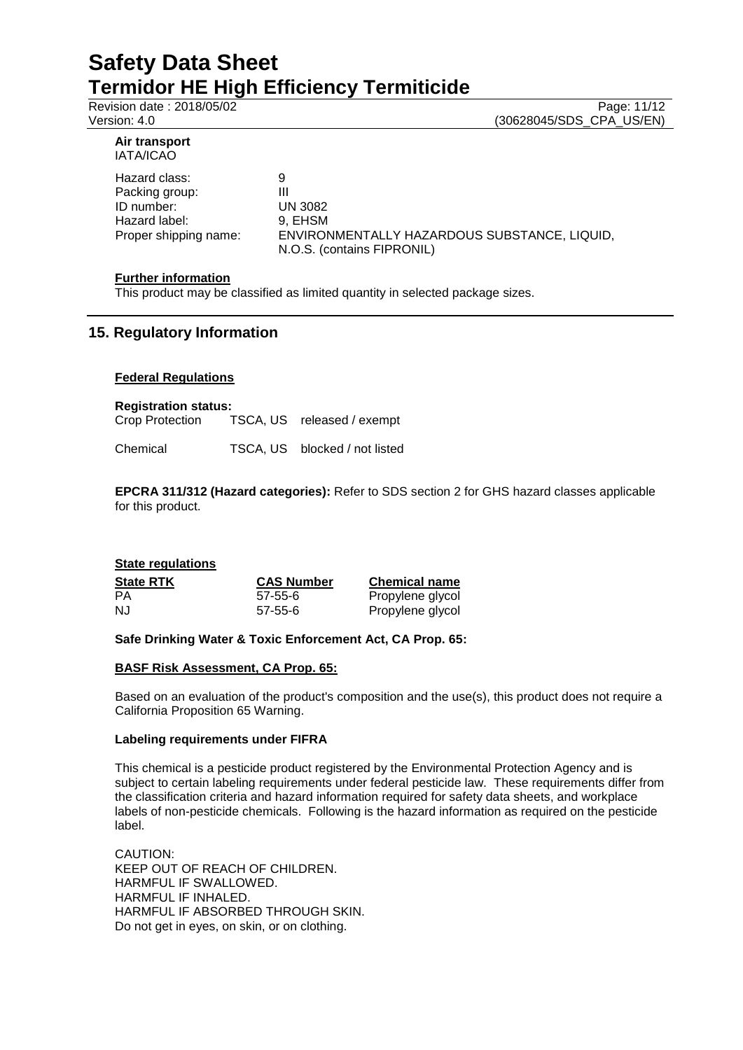**Air transport**
IATA/ICAO

| | |
|---|---|
| Hazard class: | 9 |
| Packing group: | III |
| ID number: | UN 3082 |
| Hazard label: | 9, EHSM |
| Proper shipping name: | ENVIRONMENTALLY HAZARDOUS SUBSTANCE, LIQUID, N.O.S. (contains FIPRONIL) |

**Further information**

This product may be classified as limited quantity in selected package sizes.

## 15. Regulatory Information

**Federal Regulations**

**Registration status:**

| | | |
|---|---|---|
| Crop Protection | TSCA, US | released / exempt |
| Chemical | TSCA, US | blocked / not listed |

**EPCRA 311/312 (Hazard categories):** Refer to SDS section 2 for GHS hazard classes applicable for this product.

**State regulations**

| State RTK | CAS Number | Chemical name |
|---|---|---|
| PA | 57-55-6 | Propylene glycol |
| NJ | 57-55-6 | Propylene glycol |

**Safe Drinking Water & Toxic Enforcement Act, CA Prop. 65:**

**BASF Risk Assessment, CA Prop. 65:**

Based on an evaluation of the product's composition and the use(s), this product does not require a California Proposition 65 Warning.

**Labeling requirements under FIFRA**

This chemical is a pesticide product registered by the Environmental Protection Agency and is subject to certain labeling requirements under federal pesticide law. These requirements differ from the classification criteria and hazard information required for safety data sheets, and workplace labels of non-pesticide chemicals. Following is the hazard information as required on the pesticide label.

CAUTION:
KEEP OUT OF REACH OF CHILDREN.
HARMFUL IF SWALLOWED.
HARMFUL IF INHALED.
HARMFUL IF ABSORBED THROUGH SKIN.
Do not get in eyes, on skin, or on clothing.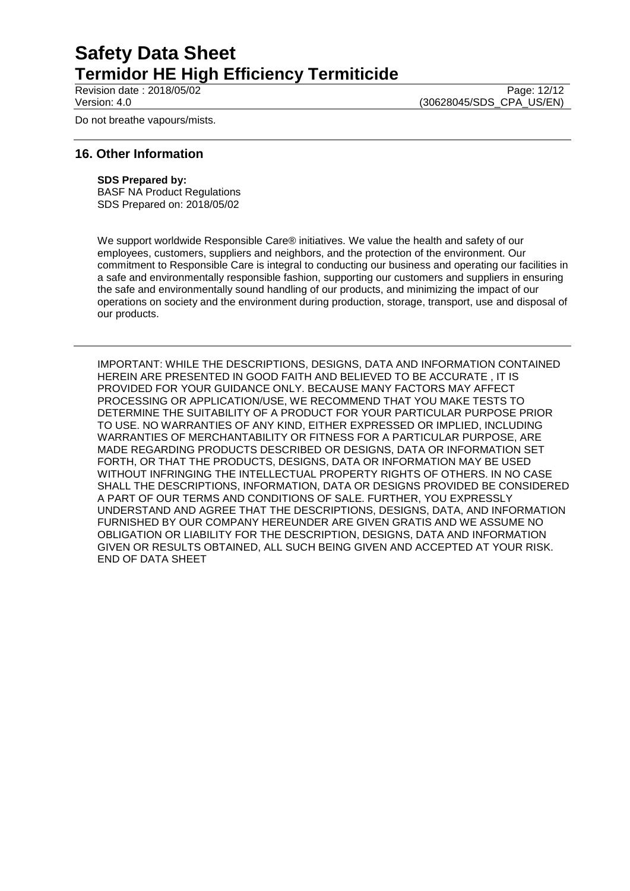Do not breathe vapours/mists.

## 16. Other Information

**SDS Prepared by:**
BASF NA Product Regulations
SDS Prepared on: 2018/05/02

We support worldwide Responsible Care® initiatives. We value the health and safety of our employees, customers, suppliers and neighbors, and the protection of the environment. Our commitment to Responsible Care is integral to conducting our business and operating our facilities in a safe and environmentally responsible fashion, supporting our customers and suppliers in ensuring the safe and environmentally sound handling of our products, and minimizing the impact of our operations on society and the environment during production, storage, transport, use and disposal of our products.

---

IMPORTANT: WHILE THE DESCRIPTIONS, DESIGNS, DATA AND INFORMATION CONTAINED HEREIN ARE PRESENTED IN GOOD FAITH AND BELIEVED TO BE ACCURATE , IT IS PROVIDED FOR YOUR GUIDANCE ONLY. BECAUSE MANY FACTORS MAY AFFECT PROCESSING OR APPLICATION/USE, WE RECOMMEND THAT YOU MAKE TESTS TO DETERMINE THE SUITABILITY OF A PRODUCT FOR YOUR PARTICULAR PURPOSE PRIOR TO USE. NO WARRANTIES OF ANY KIND, EITHER EXPRESSED OR IMPLIED, INCLUDING WARRANTIES OF MERCHANTABILITY OR FITNESS FOR A PARTICULAR PURPOSE, ARE MADE REGARDING PRODUCTS DESCRIBED OR DESIGNS, DATA OR INFORMATION SET FORTH, OR THAT THE PRODUCTS, DESIGNS, DATA OR INFORMATION MAY BE USED WITHOUT INFRINGING THE INTELLECTUAL PROPERTY RIGHTS OF OTHERS. IN NO CASE SHALL THE DESCRIPTIONS, INFORMATION, DATA OR DESIGNS PROVIDED BE CONSIDERED A PART OF OUR TERMS AND CONDITIONS OF SALE. FURTHER, YOU EXPRESSLY UNDERSTAND AND AGREE THAT THE DESCRIPTIONS, DESIGNS, DATA, AND INFORMATION FURNISHED BY OUR COMPANY HEREUNDER ARE GIVEN GRATIS AND WE ASSUME NO OBLIGATION OR LIABILITY FOR THE DESCRIPTION, DESIGNS, DATA AND INFORMATION GIVEN OR RESULTS OBTAINED, ALL SUCH BEING GIVEN AND ACCEPTED AT YOUR RISK.
END OF DATA SHEET